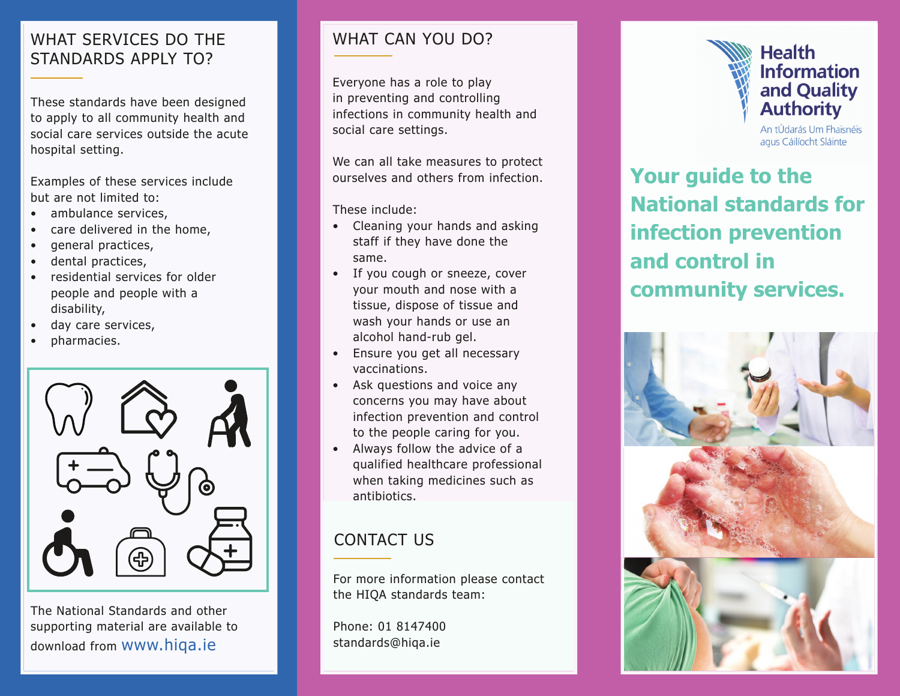## WHAT SERVICES DO THE STANDARDS APPLY TO?

These standards have been designed to apply to all community health and social care services outside the acute hospital setting.

Examples of these services include but are not limited to:

- ambulance services,
- care delivered in the home,
- general practices,
- dental practices,
- residential services for older people and people with a disability,
- day care services,
- pharmacies.

The National Standards and other supporting material are available to download from www.hiqa.ie

## WHAT CAN YOU DO?

Everyone has a role to play in preventing and controlling infections in community health and social care settings.

We can all take measures to protect ourselves and others from infection.

These include:

- Cleaning your hands and asking staff if they have done the same.
- If you cough or sneeze, cover your mouth and nose with a tissue, dispose of tissue and wash your hands or use an alcohol hand-rub gel.
- Ensure you get all necessary vaccinations.
- Ask questions and voice any concerns you may have about infection prevention and control to the people caring for you.
- Always follow the advice of a qualified healthcare professional when taking medicines such as antibiotics.

## CONTACT US

For more information please contact the HIQA standards team:

Phone: 01 8147400
standards@hiqa.ie

**Health Information and Quality Authority**
An tÚdarás Um Fhaisnéis agus Cáilíocht Sláinte

# Your guide to the National standards for infection prevention and control in community services.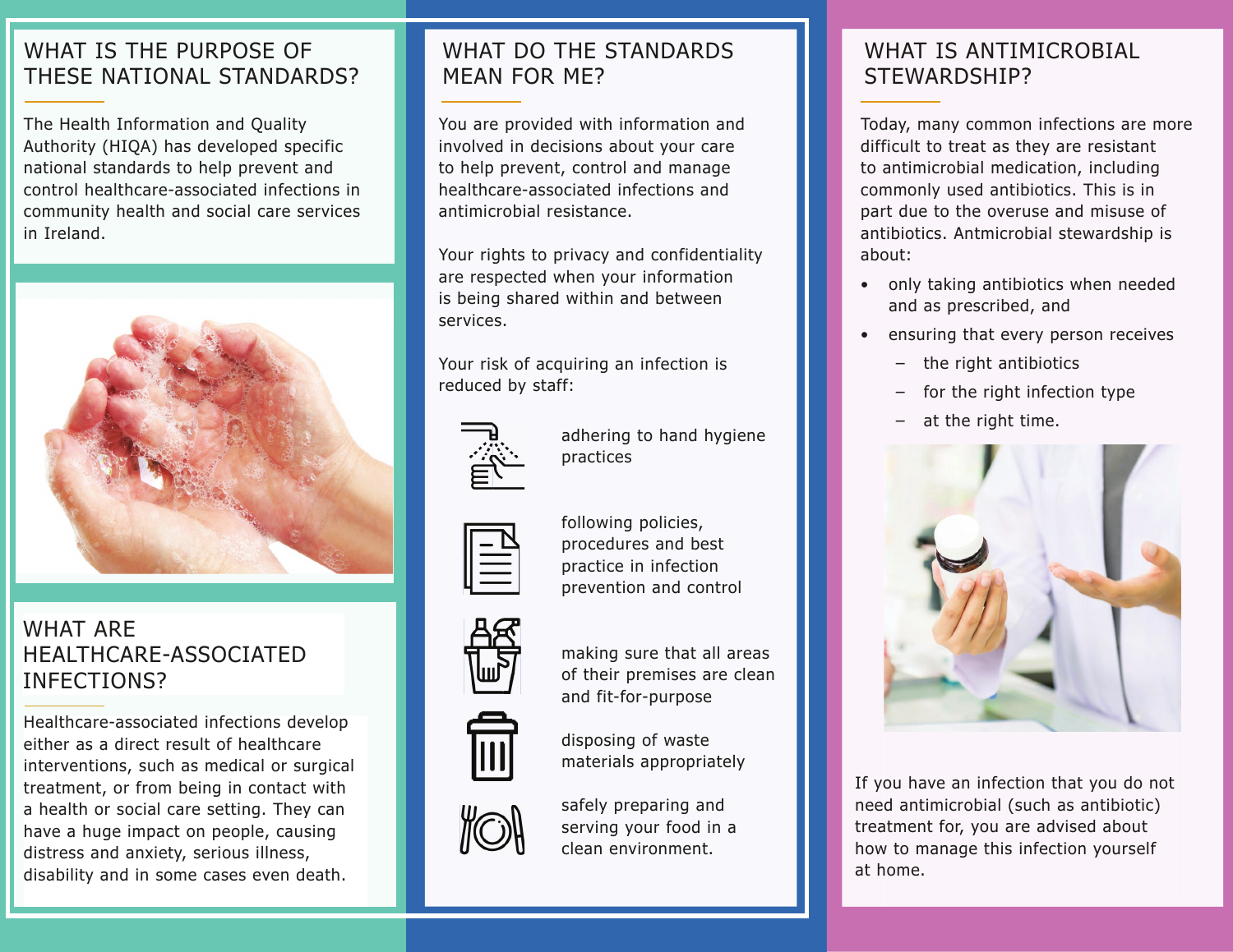## WHAT IS THE PURPOSE OF THESE NATIONAL STANDARDS?

The Health Information and Quality Authority (HIQA) has developed specific national standards to help prevent and control healthcare-associated infections in community health and social care services in Ireland.

## WHAT ARE HEALTHCARE-ASSOCIATED INFECTIONS?

Healthcare-associated infections develop either as a direct result of healthcare interventions, such as medical or surgical treatment, or from being in contact with a health or social care setting. They can have a huge impact on people, causing distress and anxiety, serious illness, disability and in some cases even death.

## WHAT DO THE STANDARDS MEAN FOR ME?

You are provided with information and involved in decisions about your care to help prevent, control and manage healthcare-associated infections and antimicrobial resistance.

Your rights to privacy and confidentiality are respected when your information is being shared within and between services.

Your risk of acquiring an infection is reduced by staff:

- adhering to hand hygiene practices
- following policies, procedures and best practice in infection prevention and control
- making sure that all areas of their premises are clean and fit-for-purpose
- disposing of waste materials appropriately
- safely preparing and serving your food in a clean environment.

## WHAT IS ANTIMICROBIAL STEWARDSHIP?

Today, many common infections are more difficult to treat as they are resistant to antimicrobial medication, including commonly used antibiotics. This is in part due to the overuse and misuse of antibiotics. Antmicrobial stewardship is about:

- only taking antibiotics when needed and as prescribed, and
- ensuring that every person receives
  - the right antibiotics
  - for the right infection type
  - at the right time.

If you have an infection that you do not need antimicrobial (such as antibiotic) treatment for, you are advised about how to manage this infection yourself at home.